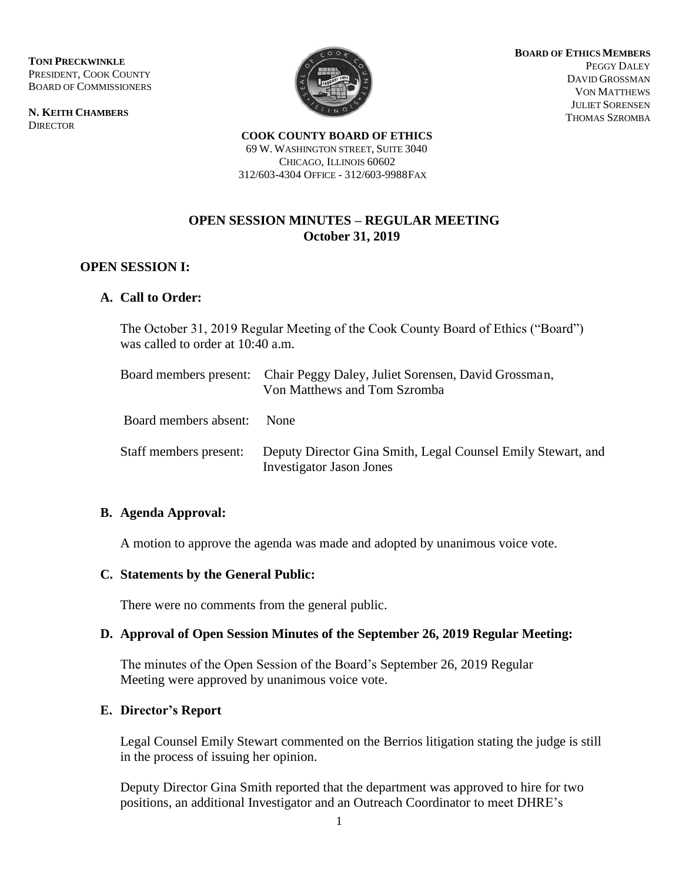**TONI PRECKWINKLE**
PRESIDENT, COOK COUNTY
BOARD OF COMMISSIONERS

**N. KEITH CHAMBERS**
DIRECTOR

**BOARD OF ETHICS MEMBERS**
PEGGY DALEY
DAVID GROSSMAN
VON MATTHEWS
JULIET SORENSEN
THOMAS SZROMBA

**COOK COUNTY BOARD OF ETHICS**
69 W. WASHINGTON STREET, SUITE 3040
CHICAGO, ILLINOIS 60602
312/603-4304 OFFICE - 312/603-9988FAX

# OPEN SESSION MINUTES – REGULAR MEETING
## October 31, 2019

## OPEN SESSION I:

### A. Call to Order:

The October 31, 2019 Regular Meeting of the Cook County Board of Ethics ("Board") was called to order at 10:40 a.m.

Board members present: Chair Peggy Daley, Juliet Sorensen, David Grossman, Von Matthews and Tom Szromba

Board members absent: None

Staff members present: Deputy Director Gina Smith, Legal Counsel Emily Stewart, and Investigator Jason Jones

### B. Agenda Approval:

A motion to approve the agenda was made and adopted by unanimous voice vote.

### C. Statements by the General Public:

There were no comments from the general public.

### D. Approval of Open Session Minutes of the September 26, 2019 Regular Meeting:

The minutes of the Open Session of the Board's September 26, 2019 Regular Meeting were approved by unanimous voice vote.

### E. Director's Report

Legal Counsel Emily Stewart commented on the Berrios litigation stating the judge is still in the process of issuing her opinion.

Deputy Director Gina Smith reported that the department was approved to hire for two positions, an additional Investigator and an Outreach Coordinator to meet DHRE's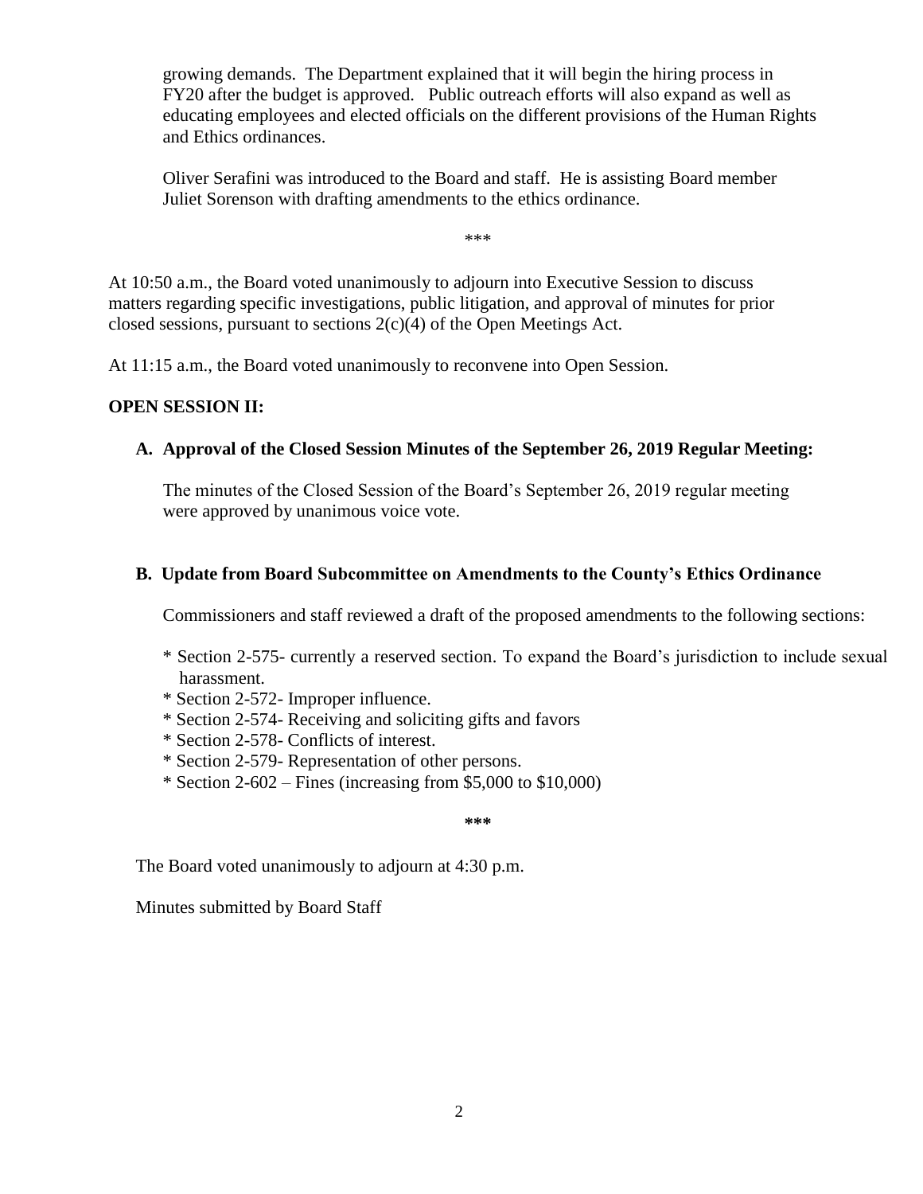growing demands. The Department explained that it will begin the hiring process in FY20 after the budget is approved. Public outreach efforts will also expand as well as educating employees and elected officials on the different provisions of the Human Rights and Ethics ordinances.

Oliver Serafini was introduced to the Board and staff. He is assisting Board member Juliet Sorenson with drafting amendments to the ethics ordinance.

\*\*\*

At 10:50 a.m., the Board voted unanimously to adjourn into Executive Session to discuss matters regarding specific investigations, public litigation, and approval of minutes for prior closed sessions, pursuant to sections 2(c)(4) of the Open Meetings Act.

At 11:15 a.m., the Board voted unanimously to reconvene into Open Session.

**OPEN SESSION II:**

**A. Approval of the Closed Session Minutes of the September 26, 2019 Regular Meeting:**

The minutes of the Closed Session of the Board's September 26, 2019 regular meeting were approved by unanimous voice vote.

**B. Update from Board Subcommittee on Amendments to the County's Ethics Ordinance**

Commissioners and staff reviewed a draft of the proposed amendments to the following sections:

* Section 2-575- currently a reserved section. To expand the Board's jurisdiction to include sexual harassment.
* Section 2-572- Improper influence.
* Section 2-574- Receiving and soliciting gifts and favors
* Section 2-578- Conflicts of interest.
* Section 2-579- Representation of other persons.
* Section 2-602 – Fines (increasing from $5,000 to $10,000)

**\*\*\***

The Board voted unanimously to adjourn at 4:30 p.m.

Minutes submitted by Board Staff